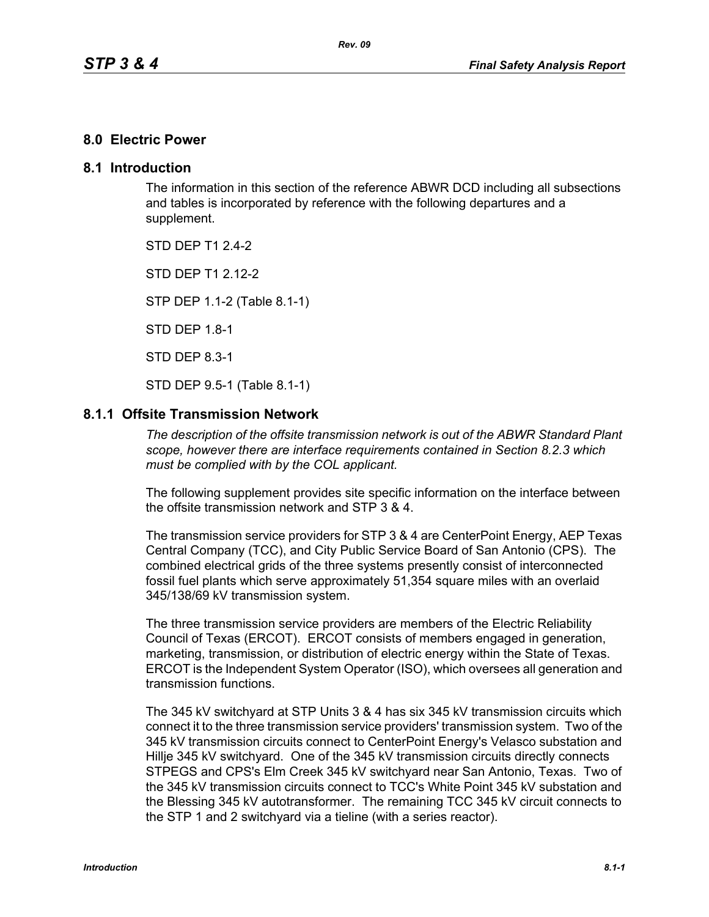# 8.0 Electric Power

## 8.1 Introduction

The information in this section of the reference ABWR DCD including all subsections and tables is incorporated by reference with the following departures and a supplement.

STD DEP T1 2.4-2

STD DEP T1 2.12-2

STP DEP 1.1-2 (Table 8.1-1)

STD DEP 1.8-1

STD DEP 8.3-1

STD DEP 9.5-1 (Table 8.1-1)

### 8.1.1 Offsite Transmission Network

*The description of the offsite transmission network is out of the ABWR Standard Plant scope, however there are interface requirements contained in Section 8.2.3 which must be complied with by the COL applicant.*

The following supplement provides site specific information on the interface between the offsite transmission network and STP 3 & 4.

The transmission service providers for STP 3 & 4 are CenterPoint Energy, AEP Texas Central Company (TCC), and City Public Service Board of San Antonio (CPS). The combined electrical grids of the three systems presently consist of interconnected fossil fuel plants which serve approximately 51,354 square miles with an overlaid 345/138/69 kV transmission system.

The three transmission service providers are members of the Electric Reliability Council of Texas (ERCOT). ERCOT consists of members engaged in generation, marketing, transmission, or distribution of electric energy within the State of Texas. ERCOT is the Independent System Operator (ISO), which oversees all generation and transmission functions.

The 345 kV switchyard at STP Units 3 & 4 has six 345 kV transmission circuits which connect it to the three transmission service providers' transmission system. Two of the 345 kV transmission circuits connect to CenterPoint Energy's Velasco substation and Hillje 345 kV switchyard. One of the 345 kV transmission circuits directly connects STPEGS and CPS's Elm Creek 345 kV switchyard near San Antonio, Texas. Two of the 345 kV transmission circuits connect to TCC's White Point 345 kV substation and the Blessing 345 kV autotransformer. The remaining TCC 345 kV circuit connects to the STP 1 and 2 switchyard via a tieline (with a series reactor).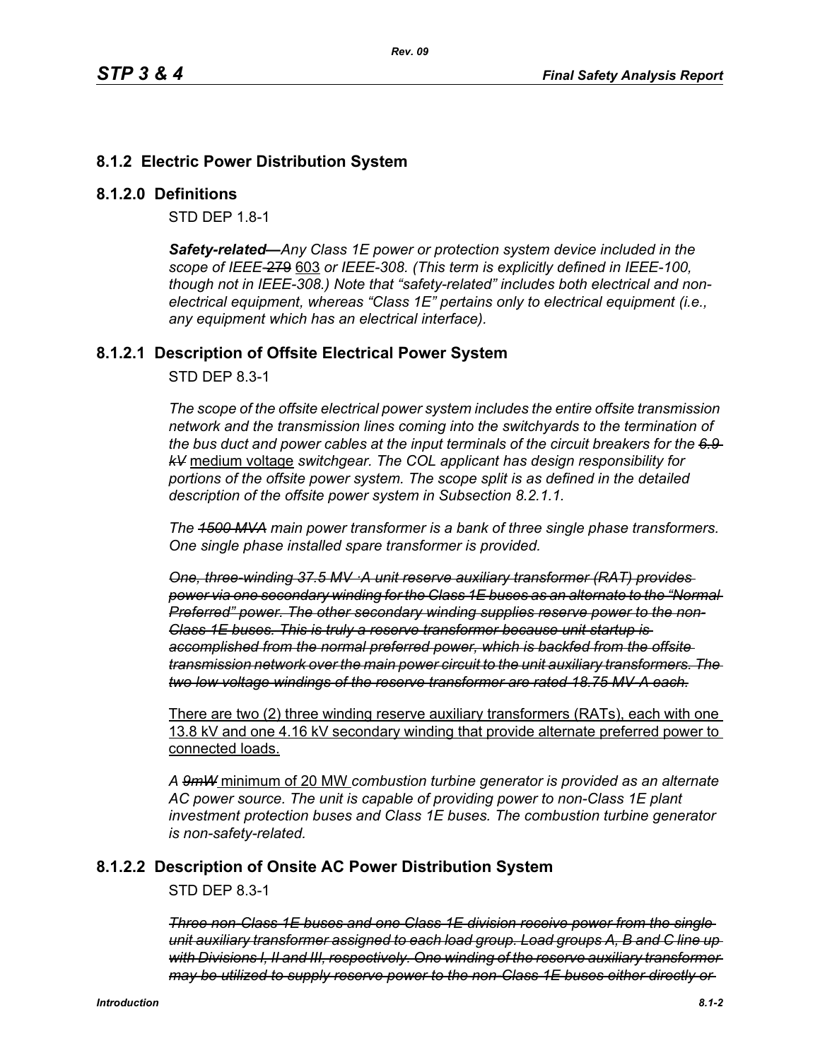## 8.1.2 Electric Power Distribution System

### 8.1.2.0 Definitions

STD DEP 1.8-1

***Safety-related~~—~~****Any Class 1E power or protection system device included in the scope of IEEE~~-279~~* <u>603</u> *or IEEE-308. (This term is explicitly defined in IEEE-100, though not in IEEE-308.) Note that "safety-related" includes both electrical and non-electrical equipment, whereas "Class 1E" pertains only to electrical equipment (i.e., any equipment which has an electrical interface).*

### 8.1.2.1 Description of Offsite Electrical Power System

STD DEP 8.3-1

*The scope of the offsite electrical power system includes the entire offsite transmission network and the transmission lines coming into the switchyards to the termination of the bus duct and power cables at the input terminals of the circuit breakers for the ~~6.9 kV~~* <u>medium voltage</u> *switchgear. The COL applicant has design responsibility for portions of the offsite power system. The scope split is as defined in the detailed description of the offsite power system in Subsection 8.2.1.1.*

*The ~~1500 MVA~~ main power transformer is a bank of three single phase transformers. One single phase installed spare transformer is provided.*

~~*One, three-winding 37.5 MV ·A unit reserve auxiliary transformer (RAT) provides power via one secondary winding for the Class 1E buses as an alternate to the "Normal Preferred" power. The other secondary winding supplies reserve power to the non-Class 1E buses. This is truly a reserve transformer because unit startup is accomplished from the normal preferred power, which is backfed from the offsite transmission network over the main power circuit to the unit auxiliary transformers. The two low voltage windings of the reserve transformer are rated 18.75 MV·A each.*~~

<u>There are two (2) three winding reserve auxiliary transformers (RATs), each with one 13.8 kV and one 4.16 kV secondary winding that provide alternate preferred power to connected loads.</u>

*A ~~9mW~~* <u>minimum of 20 MW</u> *combustion turbine generator is provided as an alternate AC power source. The unit is capable of providing power to non-Class 1E plant investment protection buses and Class 1E buses. The combustion turbine generator is non-safety-related.*

### 8.1.2.2 Description of Onsite AC Power Distribution System

STD DEP 8.3-1

~~*Three non-Class 1E buses and one Class 1E division receive power from the single unit auxiliary transformer assigned to each load group. Load groups A, B and C line up with Divisions I, II and III, respectively. One winding of the reserve auxiliary transformer may be utilized to supply reserve power to the non-Class 1E buses either directly or*~~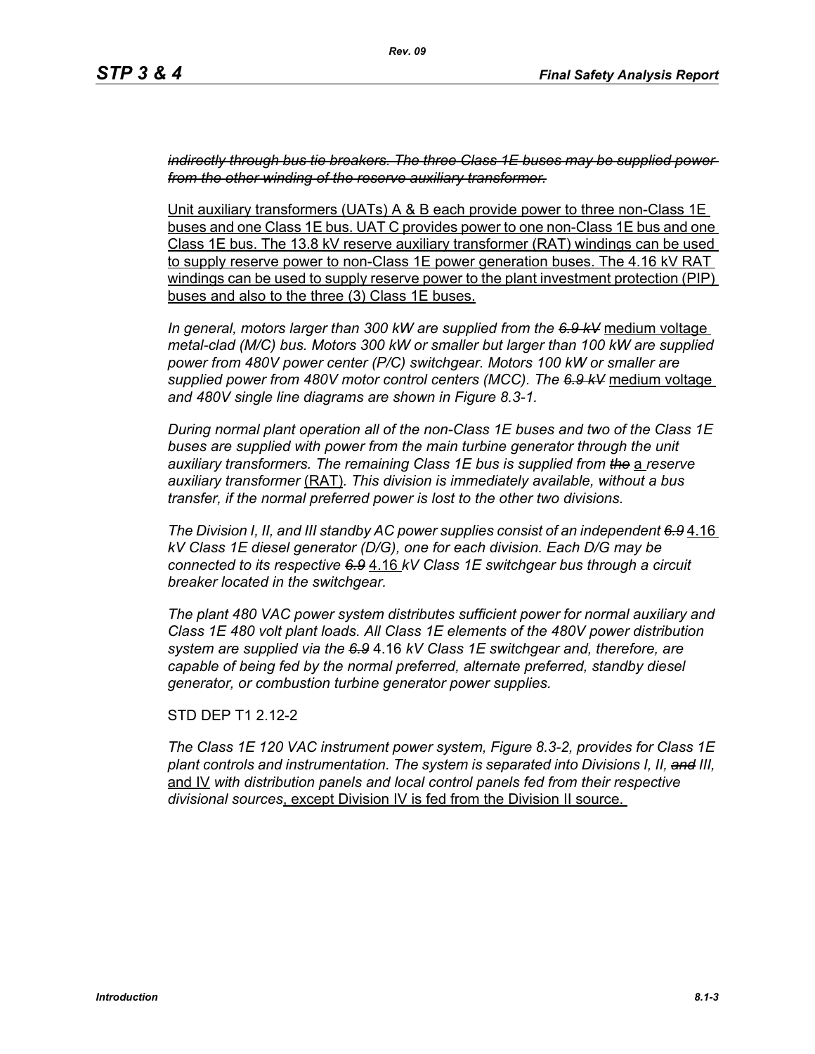*~~indirectly through bus tie breakers. The three Class 1E buses may be supplied power from the other winding of the reserve auxiliary transformer.~~*

<u>Unit auxiliary transformers (UATs) A & B each provide power to three non-Class 1E buses and one Class 1E bus. UAT C provides power to one non-Class 1E bus and one Class 1E bus. The 13.8 kV reserve auxiliary transformer (RAT) windings can be used to supply reserve power to non-Class 1E power generation buses. The 4.16 kV RAT windings can be used to supply reserve power to the plant investment protection (PIP) buses and also to the three (3) Class 1E buses.</u>

*In general, motors larger than 300 kW are supplied from the ~~6.9 kV~~* <u>medium voltage</u> *metal-clad (M/C) bus. Motors 300 kW or smaller but larger than 100 kW are supplied power from 480V power center (P/C) switchgear. Motors 100 kW or smaller are supplied power from 480V motor control centers (MCC). The ~~6.9 kV~~* <u>medium voltage</u> *and 480V single line diagrams are shown in Figure 8.3-1.*

*During normal plant operation all of the non-Class 1E buses and two of the Class 1E buses are supplied with power from the main turbine generator through the unit auxiliary transformers. The remaining Class 1E bus is supplied from ~~the~~* <u>a</u> *reserve auxiliary transformer* <u>(RAT)</u>*. This division is immediately available, without a bus transfer, if the normal preferred power is lost to the other two divisions.*

*The Division I, II, and III standby AC power supplies consist of an independent ~~6.9~~* <u>4.16</u> *kV Class 1E diesel generator (D/G), one for each division. Each D/G may be connected to its respective ~~6.9~~* <u>4.16</u> *kV Class 1E switchgear bus through a circuit breaker located in the switchgear.*

*The plant 480 VAC power system distributes sufficient power for normal auxiliary and Class 1E 480 volt plant loads. All Class 1E elements of the 480V power distribution system are supplied via the ~~6.9~~* 4.16 *kV Class 1E switchgear and, therefore, are capable of being fed by the normal preferred, alternate preferred, standby diesel generator, or combustion turbine generator power supplies.*

STD DEP T1 2.12-2

*The Class 1E 120 VAC instrument power system, Figure 8.3-2, provides for Class 1E plant controls and instrumentation. The system is separated into Divisions I, II, ~~and~~ III,* <u>and IV</u> *with distribution panels and local control panels fed from their respective divisional sources*<u>, except Division IV is fed from the Division II source.</u>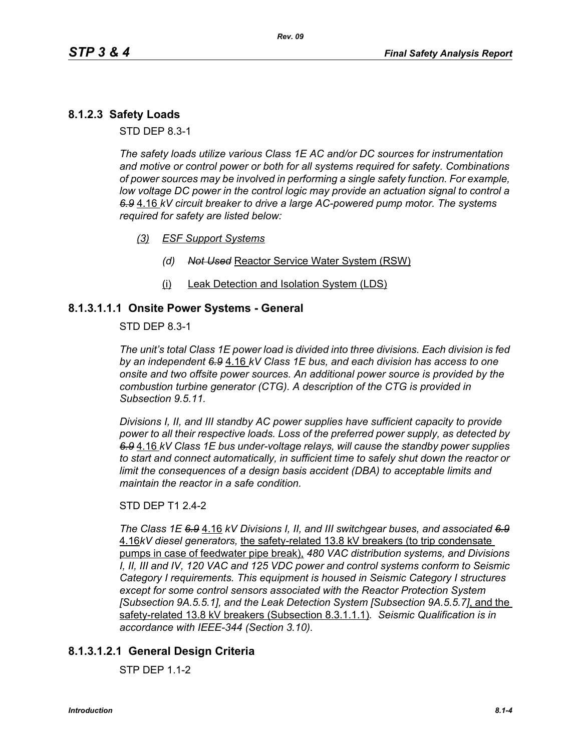## 8.1.2.3 Safety Loads

STD DEP 8.3-1

*The safety loads utilize various Class 1E AC and/or DC sources for instrumentation and motive or control power or both for all systems required for safety. Combinations of power sources may be involved in performing a single safety function. For example, low voltage DC power in the control logic may provide an actuation signal to control a* ~~*6.9*~~ 4.16 *kV circuit breaker to drive a large AC-powered pump motor. The systems required for safety are listed below:*

*(3) ESF Support Systems*

*(d)* ~~*Not Used*~~ Reactor Service Water System (RSW)

(i) Leak Detection and Isolation System (LDS)

## 8.1.3.1.1.1 Onsite Power Systems - General

STD DEP 8.3-1

*The unit's total Class 1E power load is divided into three divisions. Each division is fed by an independent* ~~*6.9*~~ 4.16 *kV Class 1E bus, and each division has access to one onsite and two offsite power sources. An additional power source is provided by the combustion turbine generator (CTG). A description of the CTG is provided in Subsection 9.5.11.*

*Divisions I, II, and III standby AC power supplies have sufficient capacity to provide power to all their respective loads. Loss of the preferred power supply, as detected by* ~~*6.9*~~ 4.16 *kV Class 1E bus under-voltage relays, will cause the standby power supplies to start and connect automatically, in sufficient time to safely shut down the reactor or limit the consequences of a design basis accident (DBA) to acceptable limits and maintain the reactor in a safe condition.*

STD DEP T1 2.4-2

*The Class 1E* ~~*6.9*~~ 4.16 *kV Divisions I, II, and III switchgear buses, and associated* ~~*6.9*~~ 4.16*kV diesel generators,* the safety-related 13.8 kV breakers (to trip condensate pumps in case of feedwater pipe break), *480 VAC distribution systems, and Divisions I, II, III and IV, 120 VAC and 125 VDC power and control systems conform to Seismic Category I requirements. This equipment is housed in Seismic Category I structures except for some control sensors associated with the Reactor Protection System [Subsection 9A.5.5.1], and the Leak Detection System [Subsection 9A.5.5.7]*, and the safety-related 13.8 kV breakers (Subsection 8.3.1.1.1)*. Seismic Qualification is in accordance with IEEE-344 (Section 3.10).*

## 8.1.3.1.2.1 General Design Criteria

STP DEP 1.1-2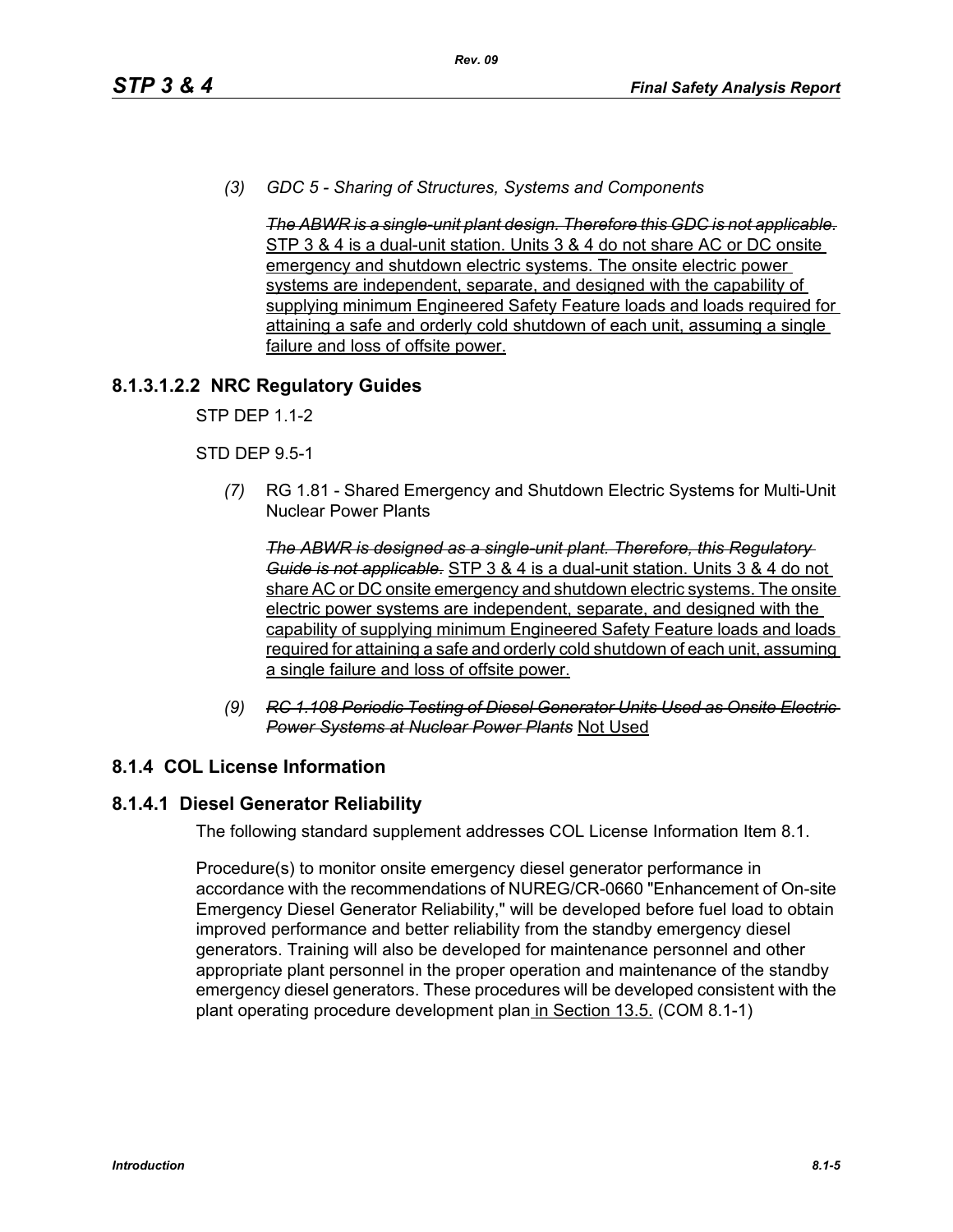*(3) GDC 5 - Sharing of Structures, Systems and Components*

~~*The ABWR is a single-unit plant design. Therefore this GDC is not applicable.*~~ <u>STP 3 & 4 is a dual-unit station. Units 3 & 4 do not share AC or DC onsite emergency and shutdown electric systems. The onsite electric power systems are independent, separate, and designed with the capability of supplying minimum Engineered Safety Feature loads and loads required for attaining a safe and orderly cold shutdown of each unit, assuming a single failure and loss of offsite power.</u>

## 8.1.3.1.2.2 NRC Regulatory Guides

STP DEP 1.1-2

STD DEP 9.5-1

*(7)* RG 1.81 - Shared Emergency and Shutdown Electric Systems for Multi-Unit Nuclear Power Plants

~~*The ABWR is designed as a single-unit plant. Therefore, this Regulatory Guide is not applicable.*~~ <u>STP 3 & 4 is a dual-unit station. Units 3 & 4 do not share AC or DC onsite emergency and shutdown electric systems. The onsite electric power systems are independent, separate, and designed with the capability of supplying minimum Engineered Safety Feature loads and loads required for attaining a safe and orderly cold shutdown of each unit, assuming a single failure and loss of offsite power.</u>

*(9)* ~~*RG 1.108 Periodic Testing of Diesel Generator Units Used as Onsite Electric Power Systems at Nuclear Power Plants*~~ <u>Not Used</u>

## 8.1.4 COL License Information

### 8.1.4.1 Diesel Generator Reliability

The following standard supplement addresses COL License Information Item 8.1.

Procedure(s) to monitor onsite emergency diesel generator performance in accordance with the recommendations of NUREG/CR-0660 "Enhancement of On-site Emergency Diesel Generator Reliability," will be developed before fuel load to obtain improved performance and better reliability from the standby emergency diesel generators. Training will also be developed for maintenance personnel and other appropriate plant personnel in the proper operation and maintenance of the standby emergency diesel generators. These procedures will be developed consistent with the plant operating procedure development plan<u> in Section 13.5.</u> (COM 8.1-1)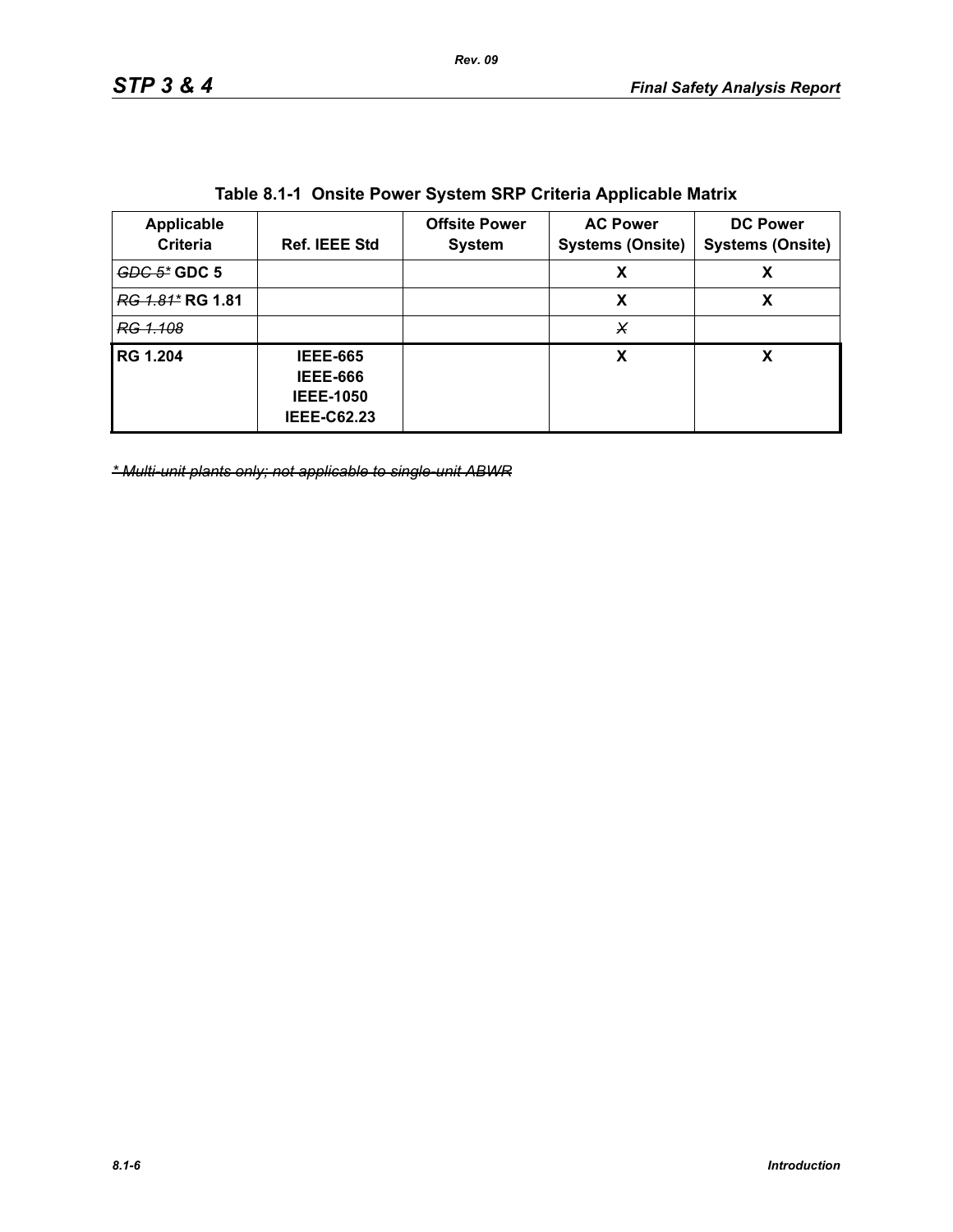**Table 8.1-1 Onsite Power System SRP Criteria Applicable Matrix**

| Applicable Criteria | Ref. IEEE Std | Offsite Power System | AC Power Systems (Onsite) | DC Power Systems (Onsite) |
|---|---|---|---|---|
| ~~*GDC 5\**~~ **GDC 5** | | | **X** | **X** |
| ~~*RG 1.81\**~~ **RG 1.81** | | | **X** | **X** |
| ~~*RG 1.108*~~ | | | ~~*X*~~ | |
| **RG 1.204** | **IEEE-665**<br>**IEEE-666**<br>**IEEE-1050**<br>**IEEE-C62.23** | | **X** | **X** |

~~*\* Multi-unit plants only; not applicable to single-unit ABWR*~~